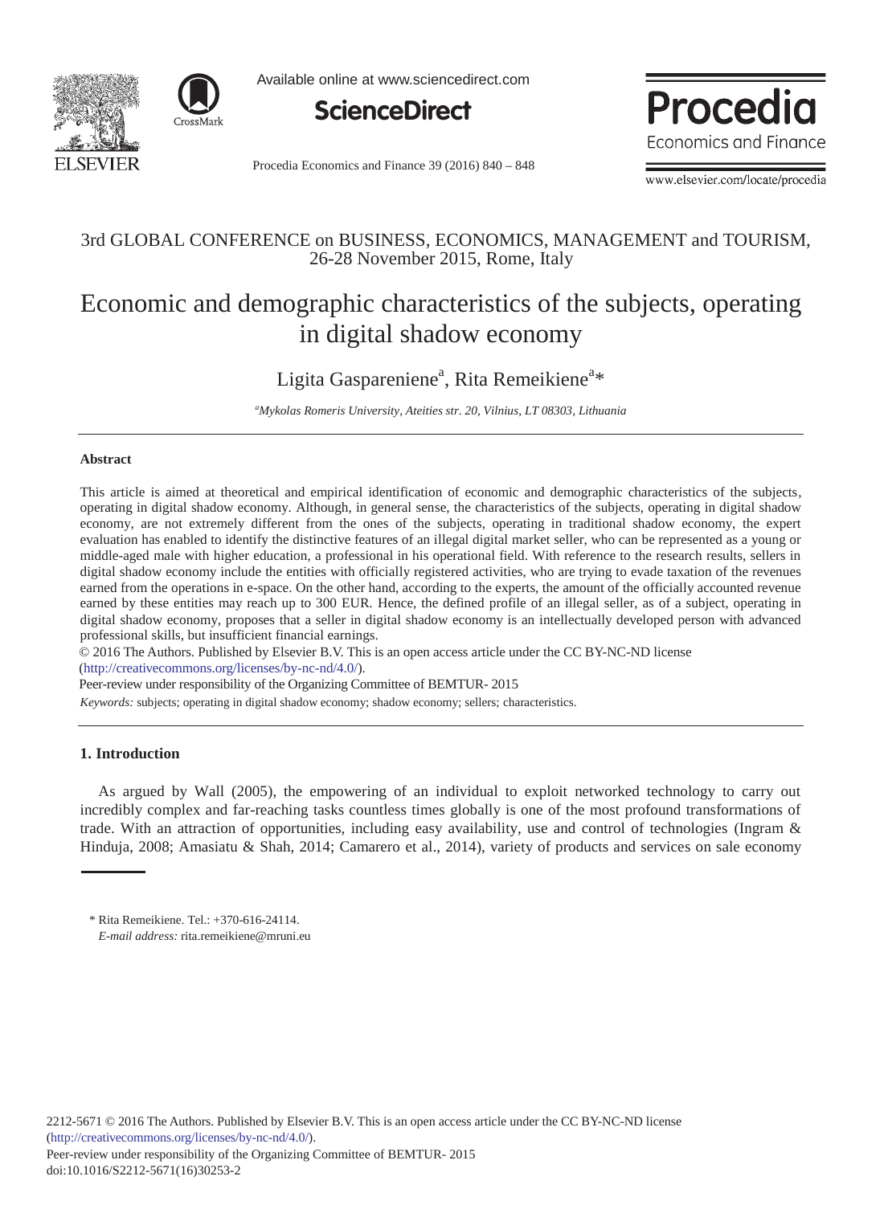3rd GLOBAL CONFERENCE on BUSINESS, ECONOMICS, MANAGEMENT and TOURISM, 26-28 November 2015, Rome, Italy

# Economic and demographic characteristics of the subjects, operating in digital shadow economy

Ligita Gaspareniene[a], Rita Remeikiene[a]*

[a]*Mykolas Romeris University, Ateities str. 20, Vilnius, LT 08303, Lithuania*

---

### Abstract

This article is aimed at theoretical and empirical identification of economic and demographic characteristics of the subjects, operating in digital shadow economy. Although, in general sense, the characteristics of the subjects, operating in digital shadow economy, are not extremely different from the ones of the subjects, operating in traditional shadow economy, the expert evaluation has enabled to identify the distinctive features of an illegal digital market seller, who can be represented as a young or middle-aged male with higher education, a professional in his operational field. With reference to the research results, sellers in digital shadow economy include the entities with officially registered activities, who are trying to evade taxation of the revenues earned from the operations in e-space. On the other hand, according to the experts, the amount of the officially accounted revenue earned by these entities may reach up to 300 EUR. Hence, the defined profile of an illegal seller, as of a subject, operating in digital shadow economy, proposes that a seller in digital shadow economy is an intellectually developed person with advanced professional skills, but insufficient financial earnings.

© 2016 The Authors. Published by Elsevier B.V. This is an open access article under the CC BY-NC-ND license (http://creativecommons.org/licenses/by-nc-nd/4.0/).

Peer-review under responsibility of the Organizing Committee of BEMTUR- 2015

*Keywords:* subjects; operating in digital shadow economy; shadow economy; sellers; characteristics.

---

## 1. Introduction

As argued by Wall (2005), the empowering of an individual to exploit networked technology to carry out incredibly complex and far-reaching tasks countless times globally is one of the most profound transformations of trade. With an attraction of opportunities, including easy availability, use and control of technologies (Ingram & Hinduja, 2008; Amasiatu & Shah, 2014; Camarero et al., 2014), variety of products and services on sale economy

---

\* Rita Remeikiene. Tel.: +370-616-24114.
*E-mail address:* rita.remeikiene@mruni.eu

2212-5671 © 2016 The Authors. Published by Elsevier B.V. This is an open access article under the CC BY-NC-ND license (http://creativecommons.org/licenses/by-nc-nd/4.0/).
Peer-review under responsibility of the Organizing Committee of BEMTUR- 2015
doi:10.1016/S2212-5671(16)30253-2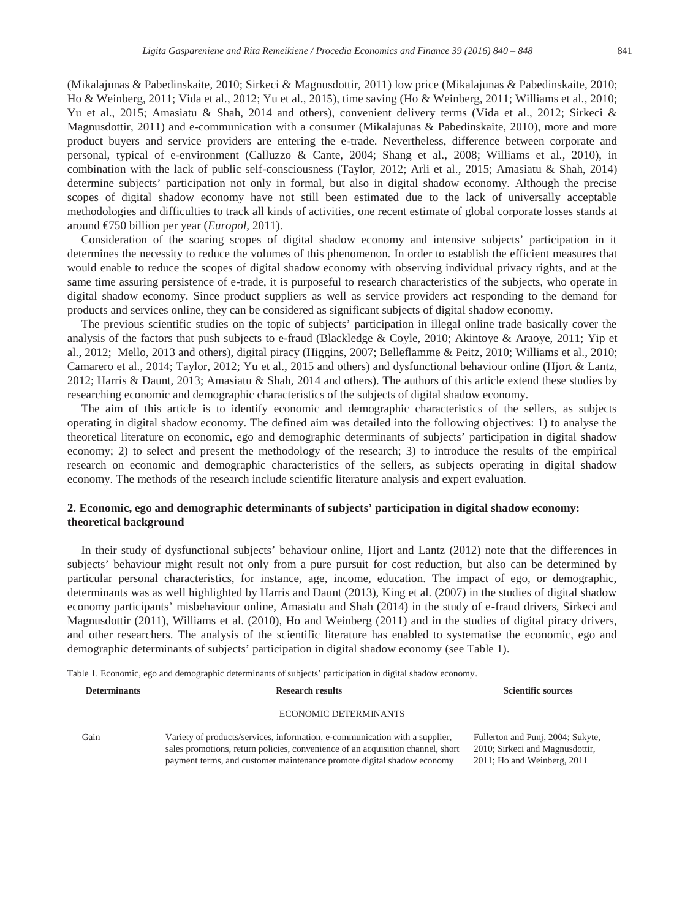(Mikalajunas & Pabedinskaite, 2010; Sirkeci & Magnusdottir, 2011) low price (Mikalajunas & Pabedinskaite, 2010; Ho & Weinberg, 2011; Vida et al., 2012; Yu et al., 2015), time saving (Ho & Weinberg, 2011; Williams et al., 2010; Yu et al., 2015; Amasiatu & Shah, 2014 and others), convenient delivery terms (Vida et al., 2012; Sirkeci & Magnusdottir, 2011) and e-communication with a consumer (Mikalajunas & Pabedinskaite, 2010), more and more product buyers and service providers are entering the e-trade. Nevertheless, difference between corporate and personal, typical of e-environment (Calluzzo & Cante, 2004; Shang et al., 2008; Williams et al., 2010), in combination with the lack of public self-consciousness (Taylor, 2012; Arli et al., 2015; Amasiatu & Shah, 2014) determine subjects' participation not only in formal, but also in digital shadow economy. Although the precise scopes of digital shadow economy have not still been estimated due to the lack of universally acceptable methodologies and difficulties to track all kinds of activities, one recent estimate of global corporate losses stands at around €750 billion per year (*Europol*, 2011).

Consideration of the soaring scopes of digital shadow economy and intensive subjects' participation in it determines the necessity to reduce the volumes of this phenomenon. In order to establish the efficient measures that would enable to reduce the scopes of digital shadow economy with observing individual privacy rights, and at the same time assuring persistence of e-trade, it is purposeful to research characteristics of the subjects, who operate in digital shadow economy. Since product suppliers as well as service providers act responding to the demand for products and services online, they can be considered as significant subjects of digital shadow economy.

The previous scientific studies on the topic of subjects' participation in illegal online trade basically cover the analysis of the factors that push subjects to e-fraud (Blackledge & Coyle, 2010; Akintoye & Araoye, 2011; Yip et al., 2012; Mello, 2013 and others), digital piracy (Higgins, 2007; Belleflamme & Peitz, 2010; Williams et al., 2010; Camarero et al., 2014; Taylor, 2012; Yu et al., 2015 and others) and dysfunctional behaviour online (Hjort & Lantz, 2012; Harris & Daunt, 2013; Amasiatu & Shah, 2014 and others). The authors of this article extend these studies by researching economic and demographic characteristics of the subjects of digital shadow economy.

The aim of this article is to identify economic and demographic characteristics of the sellers, as subjects operating in digital shadow economy. The defined aim was detailed into the following objectives: 1) to analyse the theoretical literature on economic, ego and demographic determinants of subjects' participation in digital shadow economy; 2) to select and present the methodology of the research; 3) to introduce the results of the empirical research on economic and demographic characteristics of the sellers, as subjects operating in digital shadow economy. The methods of the research include scientific literature analysis and expert evaluation.

## 2. Economic, ego and demographic determinants of subjects' participation in digital shadow economy: theoretical background

In their study of dysfunctional subjects' behaviour online, Hjort and Lantz (2012) note that the differences in subjects' behaviour might result not only from a pure pursuit for cost reduction, but also can be determined by particular personal characteristics, for instance, age, income, education. The impact of ego, or demographic, determinants was as well highlighted by Harris and Daunt (2013), King et al. (2007) in the studies of digital shadow economy participants' misbehaviour online, Amasiatu and Shah (2014) in the study of e-fraud drivers, Sirkeci and Magnusdottir (2011), Williams et al. (2010), Ho and Weinberg (2011) and in the studies of digital piracy drivers, and other researchers. The analysis of the scientific literature has enabled to systematise the economic, ego and demographic determinants of subjects' participation in digital shadow economy (see Table 1).

Table 1. Economic, ego and demographic determinants of subjects' participation in digital shadow economy.

| Determinants | Research results | Scientific sources |
|---|---|---|
| | ECONOMIC DETERMINANTS | |
| Gain | Variety of products/services, information, e-communication with a supplier, sales promotions, return policies, convenience of an acquisition channel, short payment terms, and customer maintenance promote digital shadow economy | Fullerton and Punj, 2004; Sukyte, 2010; Sirkeci and Magnusdottir, 2011; Ho and Weinberg, 2011 |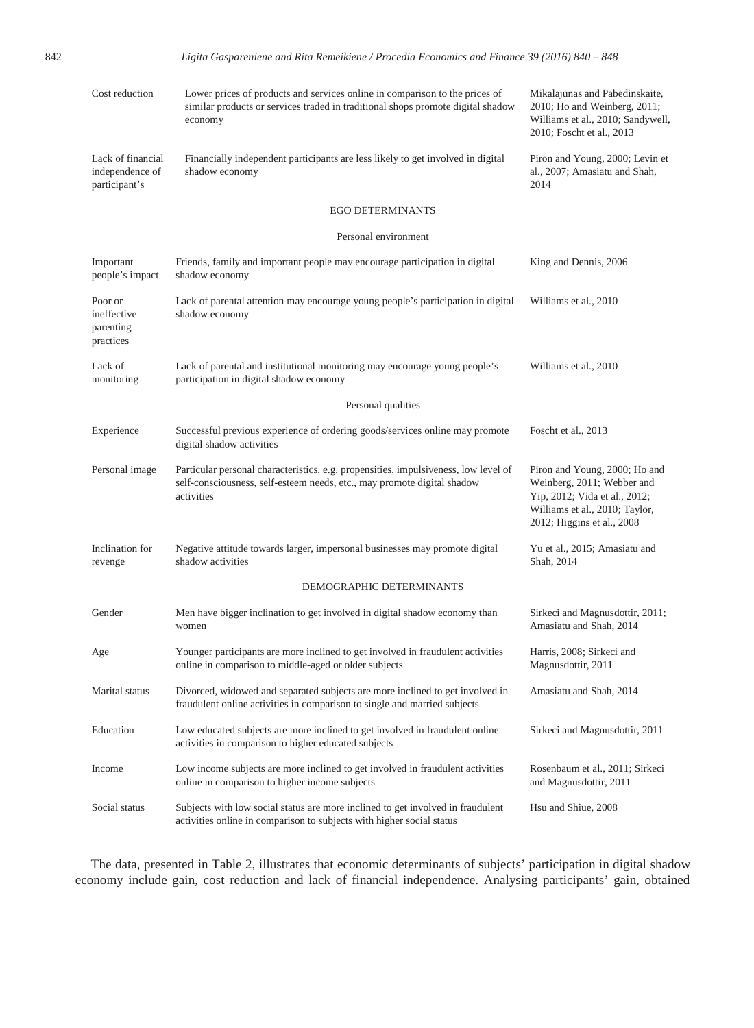| | | |
|---|---|---|
| Cost reduction | Lower prices of products and services online in comparison to the prices of similar products or services traded in traditional shops promote digital shadow economy | Mikalajunas and Pabedinskaite, 2010; Ho and Weinberg, 2011; Williams et al., 2010; Sandywell, 2010; Foscht et al., 2013 |
| Lack of financial independence of participant's | Financially independent participants are less likely to get involved in digital shadow economy | Piron and Young, 2000; Levin et al., 2007; Amasiatu and Shah, 2014 |
| | EGO DETERMINANTS | |
| | Personal environment | |
| Important people's impact | Friends, family and important people may encourage participation in digital shadow economy | King and Dennis, 2006 |
| Poor or ineffective parenting practices | Lack of parental attention may encourage young people's participation in digital shadow economy | Williams et al., 2010 |
| Lack of monitoring | Lack of parental and institutional monitoring may encourage young people's participation in digital shadow economy | Williams et al., 2010 |
| | Personal qualities | |
| Experience | Successful previous experience of ordering goods/services online may promote digital shadow activities | Foscht et al., 2013 |
| Personal image | Particular personal characteristics, e.g. propensities, impulsiveness, low level of self-consciousness, self-esteem needs, etc., may promote digital shadow activities | Piron and Young, 2000; Ho and Weinberg, 2011; Webber and Yip, 2012; Vida et al., 2012; Williams et al., 2010; Taylor, 2012; Higgins et al., 2008 |
| Inclination for revenge | Negative attitude towards larger, impersonal businesses may promote digital shadow activities | Yu et al., 2015; Amasiatu and Shah, 2014 |
| | DEMOGRAPHIC DETERMINANTS | |
| Gender | Men have bigger inclination to get involved in digital shadow economy than women | Sirkeci and Magnusdottir, 2011; Amasiatu and Shah, 2014 |
| Age | Younger participants are more inclined to get involved in fraudulent activities online in comparison to middle-aged or older subjects | Harris, 2008; Sirkeci and Magnusdottir, 2011 |
| Marital status | Divorced, widowed and separated subjects are more inclined to get involved in fraudulent online activities in comparison to single and married subjects | Amasiatu and Shah, 2014 |
| Education | Low educated subjects are more inclined to get involved in fraudulent online activities in comparison to higher educated subjects | Sirkeci and Magnusdottir, 2011 |
| Income | Low income subjects are more inclined to get involved in fraudulent activities online in comparison to higher income subjects | Rosenbaum et al., 2011; Sirkeci and Magnusdottir, 2011 |
| Social status | Subjects with low social status are more inclined to get involved in fraudulent activities online in comparison to subjects with higher social status | Hsu and Shiue, 2008 |

The data, presented in Table 2, illustrates that economic determinants of subjects' participation in digital shadow economy include gain, cost reduction and lack of financial independence. Analysing participants' gain, obtained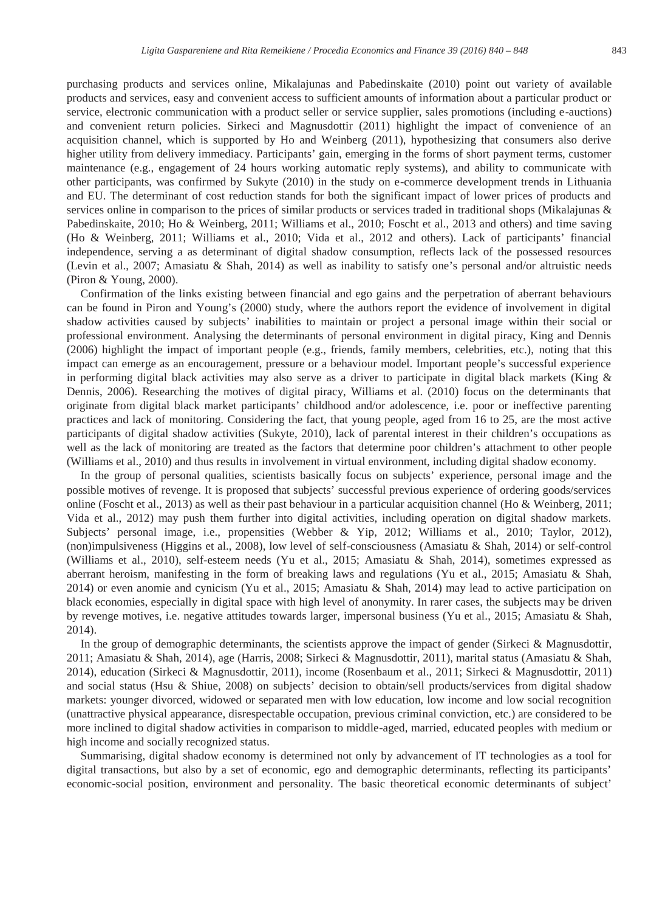purchasing products and services online, Mikalajunas and Pabedinskaite (2010) point out variety of available products and services, easy and convenient access to sufficient amounts of information about a particular product or service, electronic communication with a product seller or service supplier, sales promotions (including e-auctions) and convenient return policies. Sirkeci and Magnusdottir (2011) highlight the impact of convenience of an acquisition channel, which is supported by Ho and Weinberg (2011), hypothesizing that consumers also derive higher utility from delivery immediacy. Participants' gain, emerging in the forms of short payment terms, customer maintenance (e.g., engagement of 24 hours working automatic reply systems), and ability to communicate with other participants, was confirmed by Sukyte (2010) in the study on e-commerce development trends in Lithuania and EU. The determinant of cost reduction stands for both the significant impact of lower prices of products and services online in comparison to the prices of similar products or services traded in traditional shops (Mikalajunas & Pabedinskaite, 2010; Ho & Weinberg, 2011; Williams et al., 2010; Foscht et al., 2013 and others) and time saving (Ho & Weinberg, 2011; Williams et al., 2010; Vida et al., 2012 and others). Lack of participants' financial independence, serving a as determinant of digital shadow consumption, reflects lack of the possessed resources (Levin et al., 2007; Amasiatu & Shah, 2014) as well as inability to satisfy one's personal and/or altruistic needs (Piron & Young, 2000).

Confirmation of the links existing between financial and ego gains and the perpetration of aberrant behaviours can be found in Piron and Young's (2000) study, where the authors report the evidence of involvement in digital shadow activities caused by subjects' inabilities to maintain or project a personal image within their social or professional environment. Analysing the determinants of personal environment in digital piracy, King and Dennis (2006) highlight the impact of important people (e.g., friends, family members, celebrities, etc.), noting that this impact can emerge as an encouragement, pressure or a behaviour model. Important people's successful experience in performing digital black activities may also serve as a driver to participate in digital black markets (King & Dennis, 2006). Researching the motives of digital piracy, Williams et al. (2010) focus on the determinants that originate from digital black market participants' childhood and/or adolescence, i.e. poor or ineffective parenting practices and lack of monitoring. Considering the fact, that young people, aged from 16 to 25, are the most active participants of digital shadow activities (Sukyte, 2010), lack of parental interest in their children's occupations as well as the lack of monitoring are treated as the factors that determine poor children's attachment to other people (Williams et al., 2010) and thus results in involvement in virtual environment, including digital shadow economy.

In the group of personal qualities, scientists basically focus on subjects' experience, personal image and the possible motives of revenge. It is proposed that subjects' successful previous experience of ordering goods/services online (Foscht et al., 2013) as well as their past behaviour in a particular acquisition channel (Ho & Weinberg, 2011; Vida et al., 2012) may push them further into digital activities, including operation on digital shadow markets. Subjects' personal image, i.e., propensities (Webber & Yip, 2012; Williams et al., 2010; Taylor, 2012), (non)impulsiveness (Higgins et al., 2008), low level of self-consciousness (Amasiatu & Shah, 2014) or self-control (Williams et al., 2010), self-esteem needs (Yu et al., 2015; Amasiatu & Shah, 2014), sometimes expressed as aberrant heroism, manifesting in the form of breaking laws and regulations (Yu et al., 2015; Amasiatu & Shah, 2014) or even anomie and cynicism (Yu et al., 2015; Amasiatu & Shah, 2014) may lead to active participation on black economies, especially in digital space with high level of anonymity. In rarer cases, the subjects may be driven by revenge motives, i.e. negative attitudes towards larger, impersonal business (Yu et al., 2015; Amasiatu & Shah, 2014).

In the group of demographic determinants, the scientists approve the impact of gender (Sirkeci & Magnusdottir, 2011; Amasiatu & Shah, 2014), age (Harris, 2008; Sirkeci & Magnusdottir, 2011), marital status (Amasiatu & Shah, 2014), education (Sirkeci & Magnusdottir, 2011), income (Rosenbaum et al., 2011; Sirkeci & Magnusdottir, 2011) and social status (Hsu & Shiue, 2008) on subjects' decision to obtain/sell products/services from digital shadow markets: younger divorced, widowed or separated men with low education, low income and low social recognition (unattractive physical appearance, disrespectable occupation, previous criminal conviction, etc.) are considered to be more inclined to digital shadow activities in comparison to middle-aged, married, educated peoples with medium or high income and socially recognized status.

Summarising, digital shadow economy is determined not only by advancement of IT technologies as a tool for digital transactions, but also by a set of economic, ego and demographic determinants, reflecting its participants' economic-social position, environment and personality. The basic theoretical economic determinants of subject'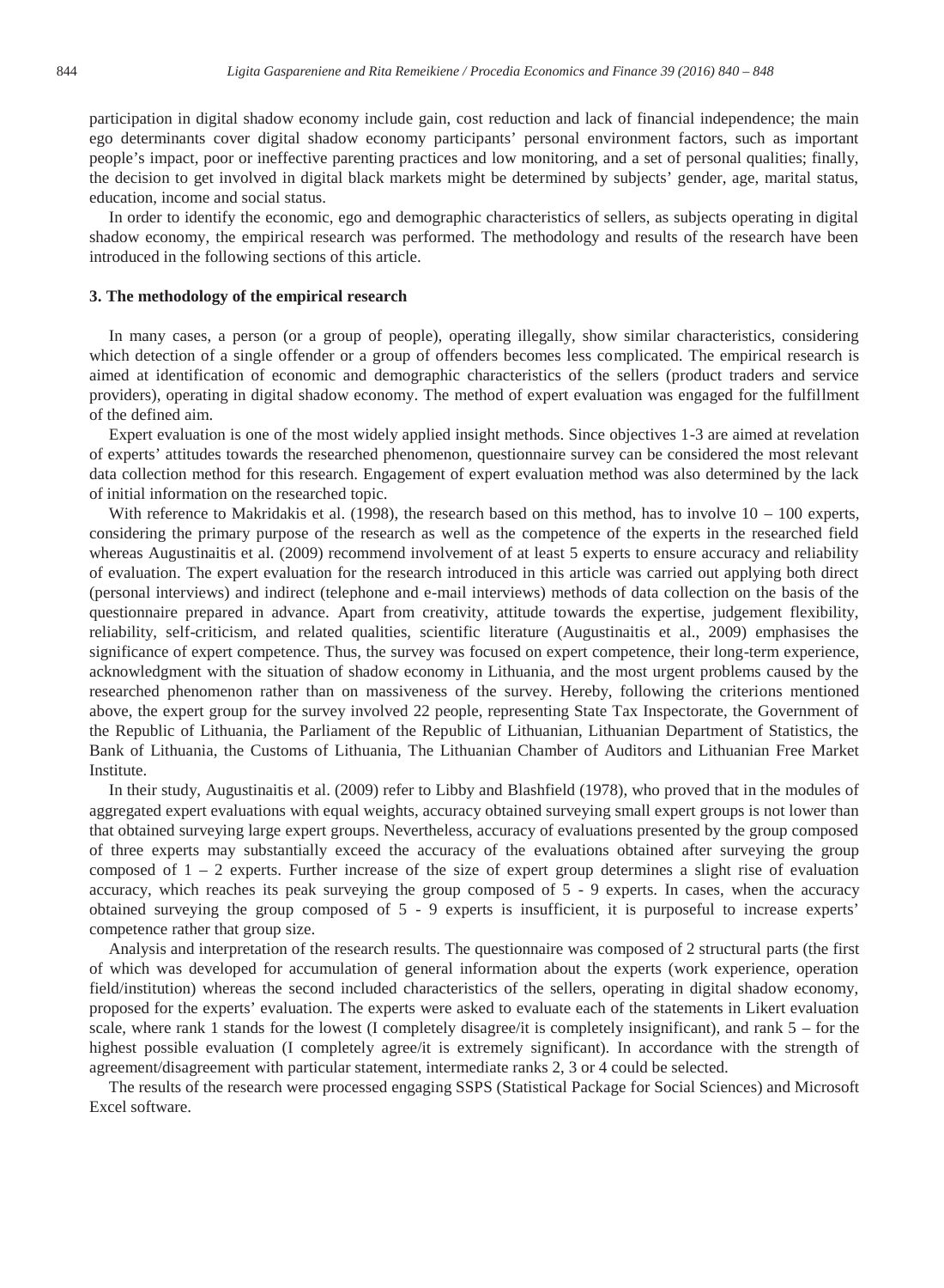participation in digital shadow economy include gain, cost reduction and lack of financial independence; the main ego determinants cover digital shadow economy participants' personal environment factors, such as important people's impact, poor or ineffective parenting practices and low monitoring, and a set of personal qualities; finally, the decision to get involved in digital black markets might be determined by subjects' gender, age, marital status, education, income and social status.

In order to identify the economic, ego and demographic characteristics of sellers, as subjects operating in digital shadow economy, the empirical research was performed. The methodology and results of the research have been introduced in the following sections of this article.

### 3. The methodology of the empirical research

In many cases, a person (or a group of people), operating illegally, show similar characteristics, considering which detection of a single offender or a group of offenders becomes less complicated. The empirical research is aimed at identification of economic and demographic characteristics of the sellers (product traders and service providers), operating in digital shadow economy. The method of expert evaluation was engaged for the fulfillment of the defined aim.

Expert evaluation is one of the most widely applied insight methods. Since objectives 1-3 are aimed at revelation of experts' attitudes towards the researched phenomenon, questionnaire survey can be considered the most relevant data collection method for this research. Engagement of expert evaluation method was also determined by the lack of initial information on the researched topic.

With reference to Makridakis et al. (1998), the research based on this method, has to involve 10 – 100 experts, considering the primary purpose of the research as well as the competence of the experts in the researched field whereas Augustinaitis et al. (2009) recommend involvement of at least 5 experts to ensure accuracy and reliability of evaluation. The expert evaluation for the research introduced in this article was carried out applying both direct (personal interviews) and indirect (telephone and e-mail interviews) methods of data collection on the basis of the questionnaire prepared in advance. Apart from creativity, attitude towards the expertise, judgement flexibility, reliability, self-criticism, and related qualities, scientific literature (Augustinaitis et al., 2009) emphasises the significance of expert competence. Thus, the survey was focused on expert competence, their long-term experience, acknowledgment with the situation of shadow economy in Lithuania, and the most urgent problems caused by the researched phenomenon rather than on massiveness of the survey. Hereby, following the criterions mentioned above, the expert group for the survey involved 22 people, representing State Tax Inspectorate, the Government of the Republic of Lithuania, the Parliament of the Republic of Lithuanian, Lithuanian Department of Statistics, the Bank of Lithuania, the Customs of Lithuania, The Lithuanian Chamber of Auditors and Lithuanian Free Market Institute.

In their study, Augustinaitis et al. (2009) refer to Libby and Blashfield (1978), who proved that in the modules of aggregated expert evaluations with equal weights, accuracy obtained surveying small expert groups is not lower than that obtained surveying large expert groups. Nevertheless, accuracy of evaluations presented by the group composed of three experts may substantially exceed the accuracy of the evaluations obtained after surveying the group composed of 1 – 2 experts. Further increase of the size of expert group determines a slight rise of evaluation accuracy, which reaches its peak surveying the group composed of 5 - 9 experts. In cases, when the accuracy obtained surveying the group composed of 5 - 9 experts is insufficient, it is purposeful to increase experts' competence rather that group size.

Analysis and interpretation of the research results. The questionnaire was composed of 2 structural parts (the first of which was developed for accumulation of general information about the experts (work experience, operation field/institution) whereas the second included characteristics of the sellers, operating in digital shadow economy, proposed for the experts' evaluation. The experts were asked to evaluate each of the statements in Likert evaluation scale, where rank 1 stands for the lowest (I completely disagree/it is completely insignificant), and rank 5 – for the highest possible evaluation (I completely agree/it is extremely significant). In accordance with the strength of agreement/disagreement with particular statement, intermediate ranks 2, 3 or 4 could be selected.

The results of the research were processed engaging SSPS (Statistical Package for Social Sciences) and Microsoft Excel software.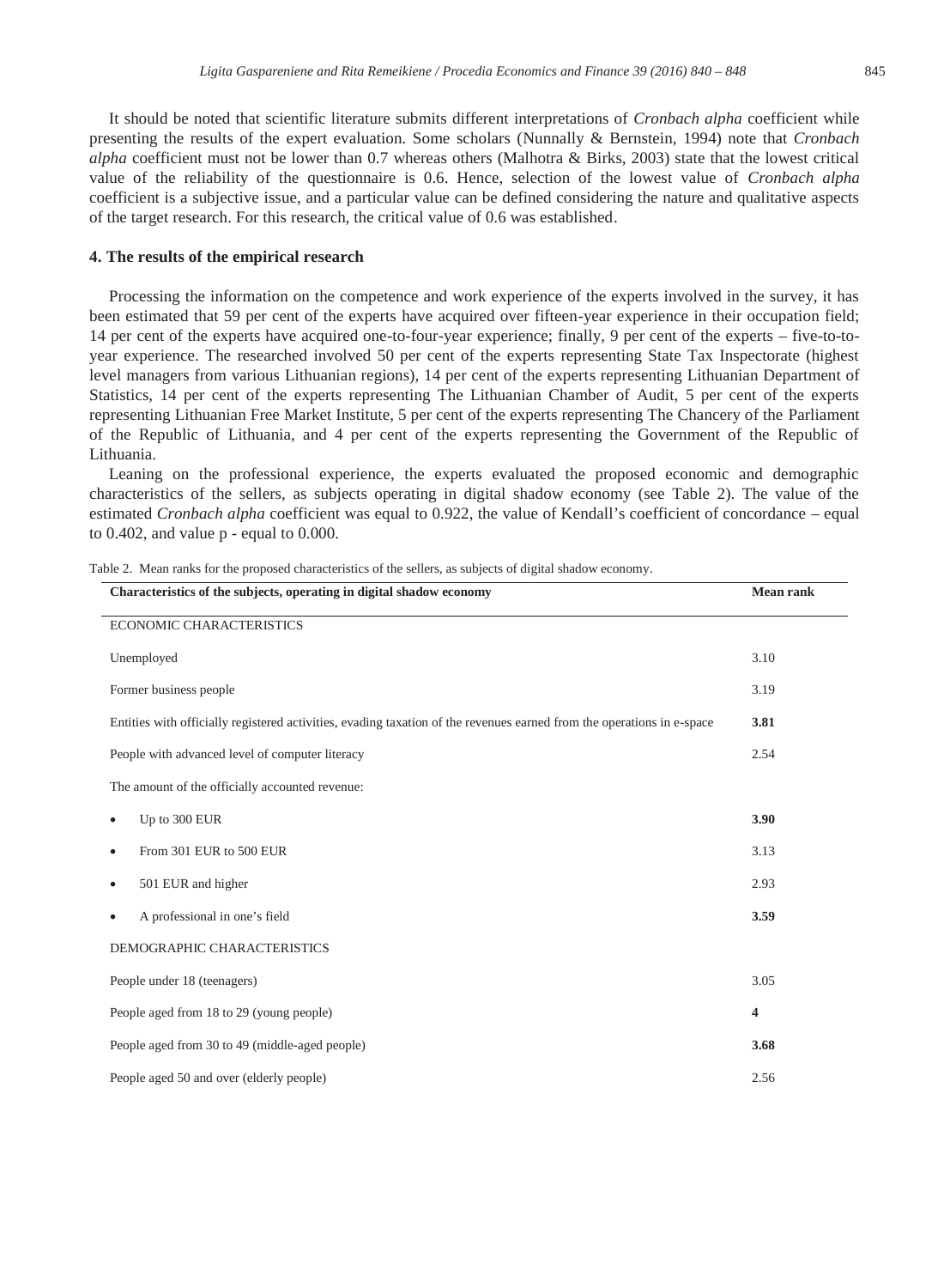It should be noted that scientific literature submits different interpretations of *Cronbach alpha* coefficient while presenting the results of the expert evaluation. Some scholars (Nunnally & Bernstein, 1994) note that *Cronbach alpha* coefficient must not be lower than 0.7 whereas others (Malhotra & Birks, 2003) state that the lowest critical value of the reliability of the questionnaire is 0.6. Hence, selection of the lowest value of *Cronbach alpha* coefficient is a subjective issue, and a particular value can be defined considering the nature and qualitative aspects of the target research. For this research, the critical value of 0.6 was established.

## 4. The results of the empirical research

Processing the information on the competence and work experience of the experts involved in the survey, it has been estimated that 59 per cent of the experts have acquired over fifteen-year experience in their occupation field; 14 per cent of the experts have acquired one-to-four-year experience; finally, 9 per cent of the experts – five-to-to-year experience. The researched involved 50 per cent of the experts representing State Tax Inspectorate (highest level managers from various Lithuanian regions), 14 per cent of the experts representing Lithuanian Department of Statistics, 14 per cent of the experts representing The Lithuanian Chamber of Audit, 5 per cent of the experts representing Lithuanian Free Market Institute, 5 per cent of the experts representing The Chancery of the Parliament of the Republic of Lithuania, and 4 per cent of the experts representing the Government of the Republic of Lithuania.

Leaning on the professional experience, the experts evaluated the proposed economic and demographic characteristics of the sellers, as subjects operating in digital shadow economy (see Table 2). The value of the estimated *Cronbach alpha* coefficient was equal to 0.922, the value of Kendall's coefficient of concordance – equal to 0.402, and value p - equal to 0.000.

Table 2. Mean ranks for the proposed characteristics of the sellers, as subjects of digital shadow economy.

| Characteristics of the subjects, operating in digital shadow economy | Mean rank |
|---|---|
| ECONOMIC CHARACTERISTICS | |
| Unemployed | 3.10 |
| Former business people | 3.19 |
| Entities with officially registered activities, evading taxation of the revenues earned from the operations in e-space | **3.81** |
| People with advanced level of computer literacy | 2.54 |
| The amount of the officially accounted revenue: | |
| • Up to 300 EUR | **3.90** |
| • From 301 EUR to 500 EUR | 3.13 |
| • 501 EUR and higher | 2.93 |
| • A professional in one's field | **3.59** |
| DEMOGRAPHIC CHARACTERISTICS | |
| People under 18 (teenagers) | 3.05 |
| People aged from 18 to 29 (young people) | **4** |
| People aged from 30 to 49 (middle-aged people) | **3.68** |
| People aged 50 and over (elderly people) | 2.56 |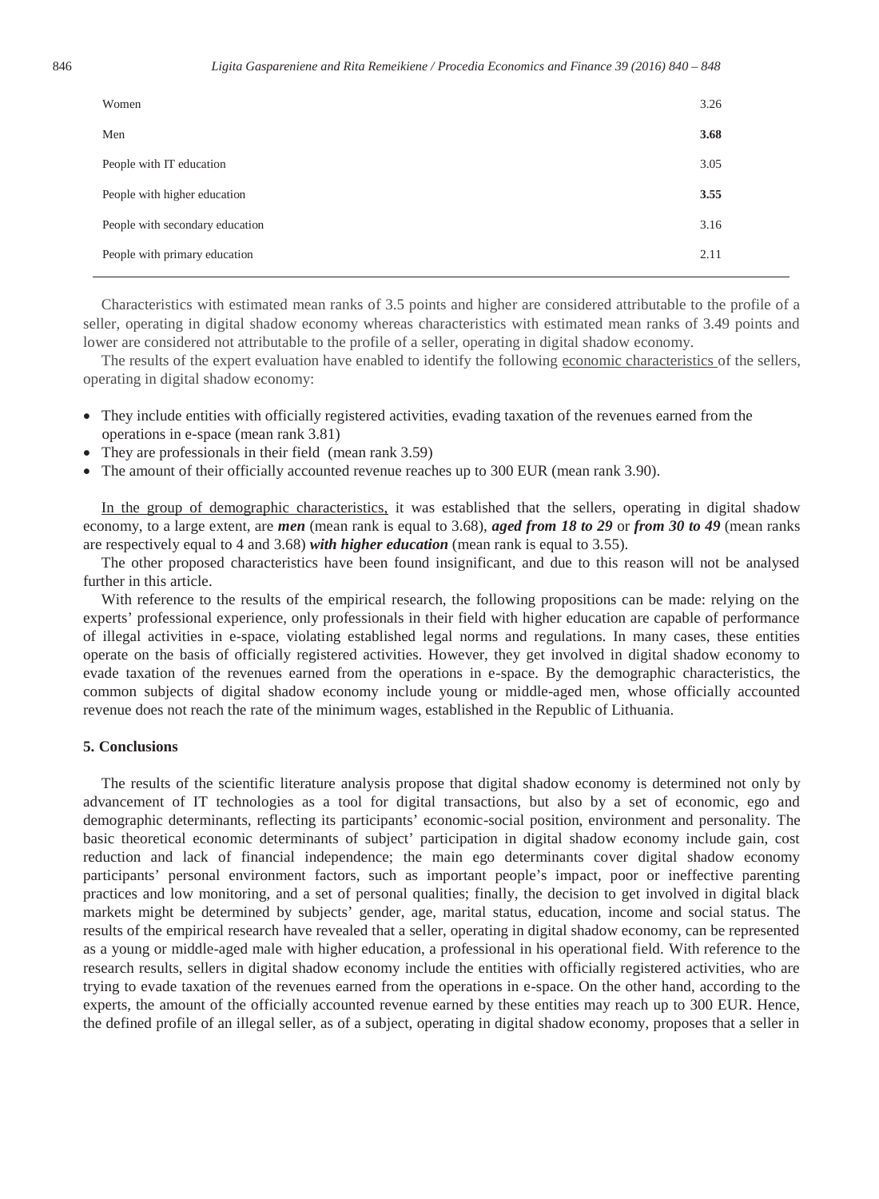| | |
|---|---|
| Women | 3.26 |
| Men | **3.68** |
| People with IT education | 3.05 |
| People with higher education | **3.55** |
| People with secondary education | 3.16 |
| People with primary education | 2.11 |

Characteristics with estimated mean ranks of 3.5 points and higher are considered attributable to the profile of a seller, operating in digital shadow economy whereas characteristics with estimated mean ranks of 3.49 points and lower are considered not attributable to the profile of a seller, operating in digital shadow economy.

The results of the expert evaluation have enabled to identify the following economic characteristics of the sellers, operating in digital shadow economy:

- They include entities with officially registered activities, evading taxation of the revenues earned from the operations in e-space (mean rank 3.81)
- They are professionals in their field (mean rank 3.59)
- The amount of their officially accounted revenue reaches up to 300 EUR (mean rank 3.90).

In the group of demographic characteristics, it was established that the sellers, operating in digital shadow economy, to a large extent, are ***men*** (mean rank is equal to 3.68), ***aged from 18 to 29*** or ***from 30 to 49*** (mean ranks are respectively equal to 4 and 3.68) ***with higher education*** (mean rank is equal to 3.55).

The other proposed characteristics have been found insignificant, and due to this reason will not be analysed further in this article.

With reference to the results of the empirical research, the following propositions can be made: relying on the experts' professional experience, only professionals in their field with higher education are capable of performance of illegal activities in e-space, violating established legal norms and regulations. In many cases, these entities operate on the basis of officially registered activities. However, they get involved in digital shadow economy to evade taxation of the revenues earned from the operations in e-space. By the demographic characteristics, the common subjects of digital shadow economy include young or middle-aged men, whose officially accounted revenue does not reach the rate of the minimum wages, established in the Republic of Lithuania.

## 5. Conclusions

The results of the scientific literature analysis propose that digital shadow economy is determined not only by advancement of IT technologies as a tool for digital transactions, but also by a set of economic, ego and demographic determinants, reflecting its participants' economic-social position, environment and personality. The basic theoretical economic determinants of subject' participation in digital shadow economy include gain, cost reduction and lack of financial independence; the main ego determinants cover digital shadow economy participants' personal environment factors, such as important people's impact, poor or ineffective parenting practices and low monitoring, and a set of personal qualities; finally, the decision to get involved in digital black markets might be determined by subjects' gender, age, marital status, education, income and social status. The results of the empirical research have revealed that a seller, operating in digital shadow economy, can be represented as a young or middle-aged male with higher education, a professional in his operational field. With reference to the research results, sellers in digital shadow economy include the entities with officially registered activities, who are trying to evade taxation of the revenues earned from the operations in e-space. On the other hand, according to the experts, the amount of the officially accounted revenue earned by these entities may reach up to 300 EUR. Hence, the defined profile of an illegal seller, as of a subject, operating in digital shadow economy, proposes that a seller in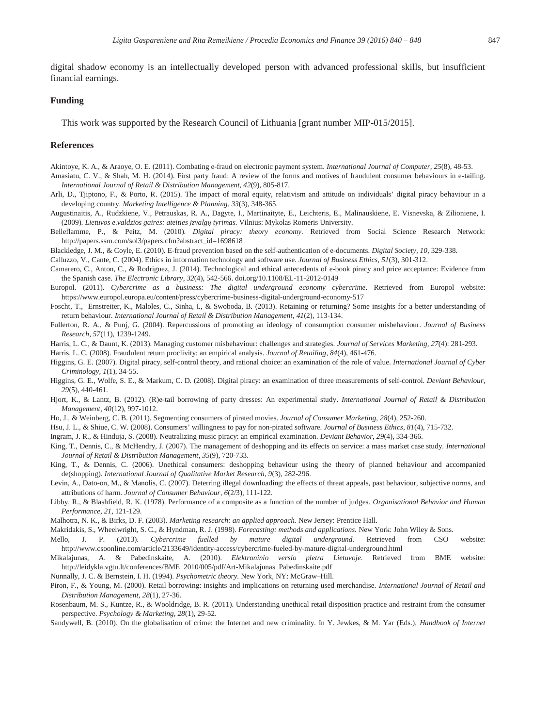digital shadow economy is an intellectually developed person with advanced professional skills, but insufficient financial earnings.

## Funding

This work was supported by the Research Council of Lithuania [grant number MIP-015/2015].

## References

Akintoye, K. A., & Araoye, O. E. (2011). Combating e-fraud on electronic payment system. *International Journal of Computer, 25*(8), 48-53.

Amasiatu, C. V., & Shah, M. H. (2014). First party fraud: A review of the forms and motives of fraudulent consumer behaviours in e-tailing. *International Journal of Retail & Distribution Management, 42*(9), 805-817.

Arli, D., Tjiptono, F., & Porto, R. (2015). The impact of moral equity, relativism and attitude on individuals' digital piracy behaviour in a developing country. *Marketing Intelligence & Planning, 33*(3), 348-365.

Augustinaitis, A., Rudzkiene, V., Petrauskas, R. A., Dagyte, I., Martinaityte, E., Leichteris, E., Malinauskiene, E. Visnevska, & Zilioniene, I. (2009). *Lietuvos e.valdzios gaires: ateities įzvalgų tyrimas.* Vilnius: Mykolas Romeris University.

Belleflamme, P., & Peitz, M. (2010). *Digital piracy: theory economy*. Retrieved from Social Science Research Network: http://papers.ssrn.com/sol3/papers.cfm?abstract_id=1698618

Blackledge, J. M., & Coyle, E. (2010). E-fraud prevention based on the self-authentication of e-documents. *Digital Society, 10*, 329-338.

Calluzzo, V., Cante, C. (2004). Ethics in information technology and software use. *Journal of Business Ethics, 51*(3), 301-312.

Camarero, C., Anton, C., & Rodriguez, J. (2014). Technological and ethical antecedents of e-book piracy and price acceptance: Evidence from the Spanish case. *The Electronic Library, 32*(4), 542-566. doi.org/10.1108/EL-11-2012-0149

Europol. (2011). *Cybercrime as a business: The digital underground economy cybercrime*. Retrieved from Europol website: https://www.europol.europa.eu/content/press/cybercrime-business-digital-underground-economy-517

Foscht, T., Ernstreiter, K., Maloles, C., Sinha, I., & Swoboda, B. (2013). Retaining or returning? Some insights for a better understanding of return behaviour. *International Journal of Retail & Distribution Management, 41*(2), 113-134.

Fullerton, R. A., & Punj, G. (2004). Repercussions of promoting an ideology of consumption consumer misbehaviour. *Journal of Business Research, 57*(11), 1239-1249.

Harris, L. C., & Daunt, K. (2013). Managing customer misbehaviour: challenges and strategies. *Journal of Services Marketing, 27*(4): 281-293.

Harris, L. C. (2008). Fraudulent return proclivity: an empirical analysis. *Journal of Retailing, 84*(4), 461-476.

Higgins, G. E. (2007). Digital piracy, self-control theory, and rational choice: an examination of the role of value. *International Journal of Cyber Criminology, 1*(1), 34-55.

Higgins, G. E., Wolfe, S. E., & Markum, C. D. (2008). Digital piracy: an examination of three measurements of self-control. *Deviant Behaviour, 29*(5), 440-461.

Hjort, K., & Lantz, B. (2012). (R)e-tail borrowing of party dresses: An experimental study. *International Journal of Retail & Distribution Management, 40*(12), 997-1012.

Ho, J., & Weinberg, C. B. (2011). Segmenting consumers of pirated movies. *Journal of Consumer Marketing, 28*(4), 252-260.

Hsu, J. L., & Shiue, C. W. (2008). Consumers' willingness to pay for non-pirated software. *Journal of Business Ethics, 81*(4), 715-732.

Ingram, J. R., & Hinduja, S. (2008). Neutralizing music piracy: an empirical examination. *Deviant Behavior, 29*(4), 334-366.

King, T., Dennis, C., & McHendry, J. (2007). The management of deshopping and its effects on service: a mass market case study. *International Journal of Retail & Distribution Management, 35*(9), 720-733.

King, T., & Dennis, C. (2006). Unethical consumers: deshopping behaviour using the theory of planned behaviour and accompanied de(shopping). *International Journal of Qualitative Market Research, 9*(3), 282-296.

Levin, A., Dato-on, M., & Manolis, C. (2007). Deterring illegal downloading: the effects of threat appeals, past behaviour, subjective norms, and attributions of harm. *Journal of Consumer Behaviour, 6*(2/3), 111-122.

Libby, R., & Blashfield, R. K. (1978). Performance of a composite as a function of the number of judges. *Organisational Behavior and Human Performance, 21*, 121-129.

Malhotra, N. K., & Birks, D. F. (2003). *Marketing research: an applied approach.* New Jersey: Prentice Hall.

Makridakis, S., Wheelwright, S. C., & Hyndman, R. J. (1998). *Forecasting: methods and applications.* New York: John Wiley & Sons.

Mello, J. P. (2013). *Cybercrime fuelled by mature digital underground.* Retrieved from CSO website: http://www.csoonline.com/article/2133649/identity-access/cybercrime-fueled-by-mature-digital-underground.html

Mikalajunas, A. & Pabedinskaite, A. (2010). *Elektroninio verslo pletra Lietuvoje*. Retrieved from BME website: http://leidykla.vgtu.lt/conferences/BME_2010/005/pdf/Art-Mikalajunas_Pabedinskaite.pdf

Nunnally, J. C. & Bernstein, I. H. (1994). *Psychometric theory.* New York, NY: McGraw–Hill.

Piron, F., & Young, M. (2000). Retail borrowing: insights and implications on returning used merchandise. *International Journal of Retail and Distribution Management, 28*(1), 27-36.

Rosenbaum, M. S., Kuntze, R., & Wooldridge, B. R. (2011). Understanding unethical retail disposition practice and restraint from the consumer perspective. *Psychology & Marketing, 28*(1), 29-52.

Sandywell, B. (2010). On the globalisation of crime: the Internet and new criminality. In Y. Jewkes, & M. Yar (Eds.), *Handbook of Internet*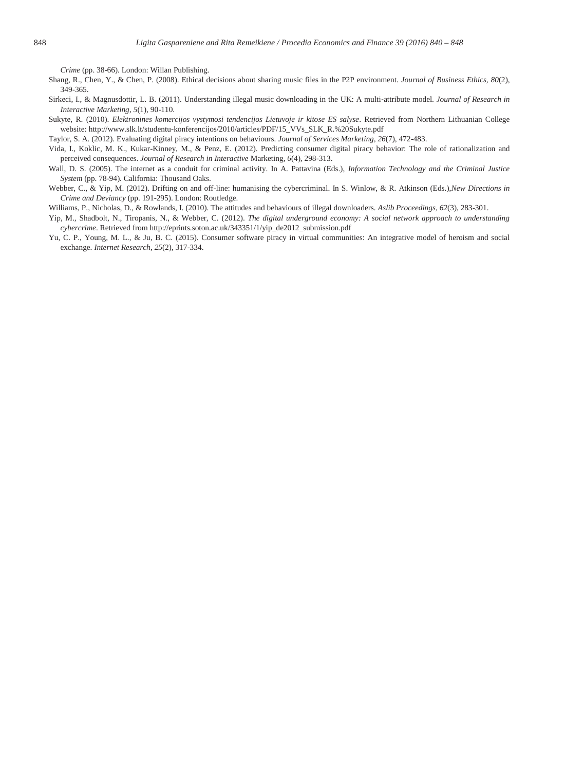*Crime* (pp. 38-66). London: Willan Publishing.

Shang, R., Chen, Y., & Chen, P. (2008). Ethical decisions about sharing music files in the P2P environment. *Journal of Business Ethics, 80*(2), 349-365.

Sirkeci, I., & Magnusdottir, L. B. (2011). Understanding illegal music downloading in the UK: A multi-attribute model. *Journal of Research in Interactive Marketing, 5*(1), 90-110.

Sukyte, R. (2010). *Elektronines komercijos vystymosi tendencijos Lietuvoje ir kitose ES salyse*. Retrieved from Northern Lithuanian College website: http://www.slk.lt/studentu-konferencijos/2010/articles/PDF/15_VVs_SLK_R.%20Sukyte.pdf

Taylor, S. A. (2012). Evaluating digital piracy intentions on behaviours. *Journal of Services Marketing, 26*(7), 472-483.

Vida, I., Koklic, M. K., Kukar-Kinney, M., & Penz, E. (2012). Predicting consumer digital piracy behavior: The role of rationalization and perceived consequences. *Journal of Research in Interactive* Marketing, *6*(4), 298-313.

Wall, D. S. (2005). The internet as a conduit for criminal activity. In A. Pattavina (Eds.), *Information Technology and the Criminal Justice System* (pp. 78-94). California: Thousand Oaks.

Webber, C., & Yip, M. (2012). Drifting on and off-line: humanising the cybercriminal. In S. Winlow, & R. Atkinson (Eds.),*New Directions in Crime and Deviancy* (pp. 191-295). London: Routledge.

Williams, P., Nicholas, D., & Rowlands, I. (2010). The attitudes and behaviours of illegal downloaders. *Aslib Proceedings, 62*(3), 283-301.

Yip, M., Shadbolt, N., Tiropanis, N., & Webber, C. (2012). *The digital underground economy: A social network approach to understanding cybercrime*. Retrieved from http://eprints.soton.ac.uk/343351/1/yip_de2012_submission.pdf

Yu, C. P., Young, M. L., & Ju, B. C. (2015). Consumer software piracy in virtual communities: An integrative model of heroism and social exchange. *Internet Research, 25*(2), 317-334.